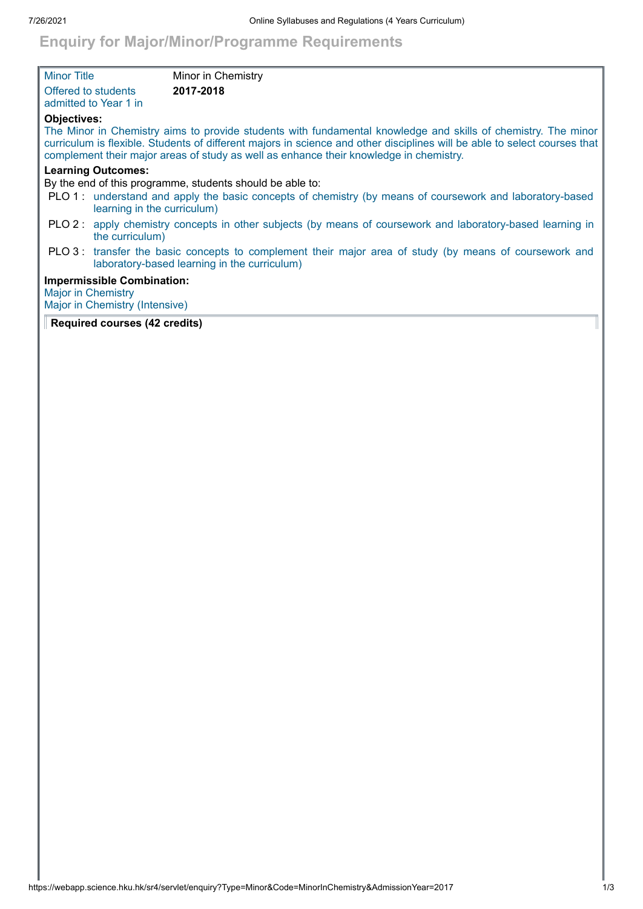# Enquiry for Major/Minor/Programme Requirements

| | |
|---|---|
| Minor Title | Minor in Chemistry |
| Offered to students admitted to Year 1 in | **2017-2018** |

**Objectives:**

The Minor in Chemistry aims to provide students with fundamental knowledge and skills of chemistry. The minor curriculum is flexible. Students of different majors in science and other disciplines will be able to select courses that complement their major areas of study as well as enhance their knowledge in chemistry.

**Learning Outcomes:**

By the end of this programme, students should be able to:

- PLO 1 : understand and apply the basic concepts of chemistry (by means of coursework and laboratory-based learning in the curriculum)
- PLO 2 : apply chemistry concepts in other subjects (by means of coursework and laboratory-based learning in the curriculum)
- PLO 3 : transfer the basic concepts to complement their major area of study (by means of coursework and laboratory-based learning in the curriculum)

**Impermissible Combination:**

Major in Chemistry
Major in Chemistry (Intensive)

**Required courses (42 credits)**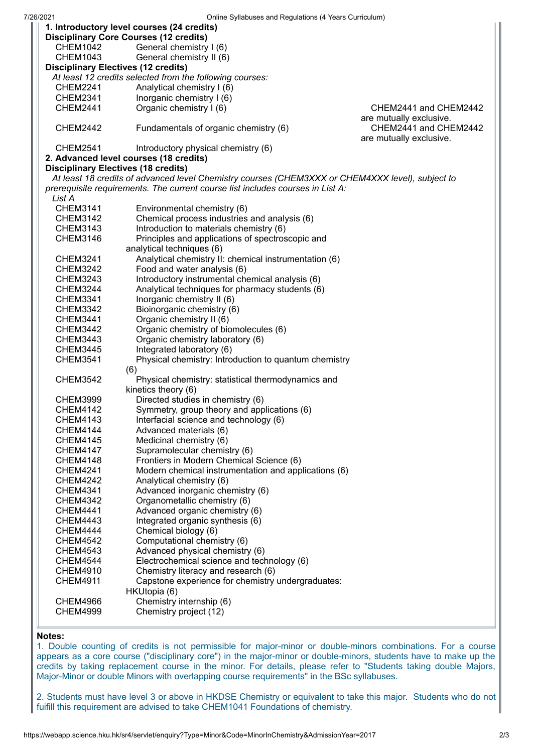**1. Introductory level courses (24 credits)**

**Disciplinary Core Courses (12 credits)**

| | | |
|---|---|---|
| CHEM1042 | General chemistry I (6) | |
| CHEM1043 | General chemistry II (6) | |

**Disciplinary Electives (12 credits)**

*At least 12 credits selected from the following courses:*

| | | |
|---|---|---|
| CHEM2241 | Analytical chemistry I (6) | |
| CHEM2341 | Inorganic chemistry I (6) | |
| CHEM2441 | Organic chemistry I (6) | CHEM2441 and CHEM2442 are mutually exclusive. |
| CHEM2442 | Fundamentals of organic chemistry (6) | CHEM2441 and CHEM2442 are mutually exclusive. |
| CHEM2541 | Introductory physical chemistry (6) | |

**2. Advanced level courses (18 credits)**

**Disciplinary Electives (18 credits)**

*At least 18 credits of advanced level Chemistry courses (CHEM3XXX or CHEM4XXX level), subject to prerequisite requirements. The current course list includes courses in List A:*

*List A*

| | |
|---|---|
| CHEM3141 | Environmental chemistry (6) |
| CHEM3142 | Chemical process industries and analysis (6) |
| CHEM3143 | Introduction to materials chemistry (6) |
| CHEM3146 | Principles and applications of spectroscopic and analytical techniques (6) |
| CHEM3241 | Analytical chemistry II: chemical instrumentation (6) |
| CHEM3242 | Food and water analysis (6) |
| CHEM3243 | Introductory instrumental chemical analysis (6) |
| CHEM3244 | Analytical techniques for pharmacy students (6) |
| CHEM3341 | Inorganic chemistry II (6) |
| CHEM3342 | Bioinorganic chemistry (6) |
| CHEM3441 | Organic chemistry II (6) |
| CHEM3442 | Organic chemistry of biomolecules (6) |
| CHEM3443 | Organic chemistry laboratory (6) |
| CHEM3445 | Integrated laboratory (6) |
| CHEM3541 | Physical chemistry: Introduction to quantum chemistry (6) |
| CHEM3542 | Physical chemistry: statistical thermodynamics and kinetics theory (6) |
| CHEM3999 | Directed studies in chemistry (6) |
| CHEM4142 | Symmetry, group theory and applications (6) |
| CHEM4143 | Interfacial science and technology (6) |
| CHEM4144 | Advanced materials (6) |
| CHEM4145 | Medicinal chemistry (6) |
| CHEM4147 | Supramolecular chemistry (6) |
| CHEM4148 | Frontiers in Modern Chemical Science (6) |
| CHEM4241 | Modern chemical instrumentation and applications (6) |
| CHEM4242 | Analytical chemistry (6) |
| CHEM4341 | Advanced inorganic chemistry (6) |
| CHEM4342 | Organometallic chemistry (6) |
| CHEM4441 | Advanced organic chemistry (6) |
| CHEM4443 | Integrated organic synthesis (6) |
| CHEM4444 | Chemical biology (6) |
| CHEM4542 | Computational chemistry (6) |
| CHEM4543 | Advanced physical chemistry (6) |
| CHEM4544 | Electrochemical science and technology (6) |
| CHEM4910 | Chemistry literacy and research (6) |
| CHEM4911 | Capstone experience for chemistry undergraduates: HKUtopia (6) |
| CHEM4966 | Chemistry internship (6) |
| CHEM4999 | Chemistry project (12) |

**Notes:**

1. Double counting of credits is not permissible for major-minor or double-minors combinations. For a course appears as a core course ("disciplinary core") in the major-minor or double-minors, students have to make up the credits by taking replacement course in the minor. For details, please refer to "Students taking double Majors, Major-Minor or double Minors with overlapping course requirements" in the BSc syllabuses.

2. Students must have level 3 or above in HKDSE Chemistry or equivalent to take this major. Students who do not fulfill this requirement are advised to take CHEM1041 Foundations of chemistry.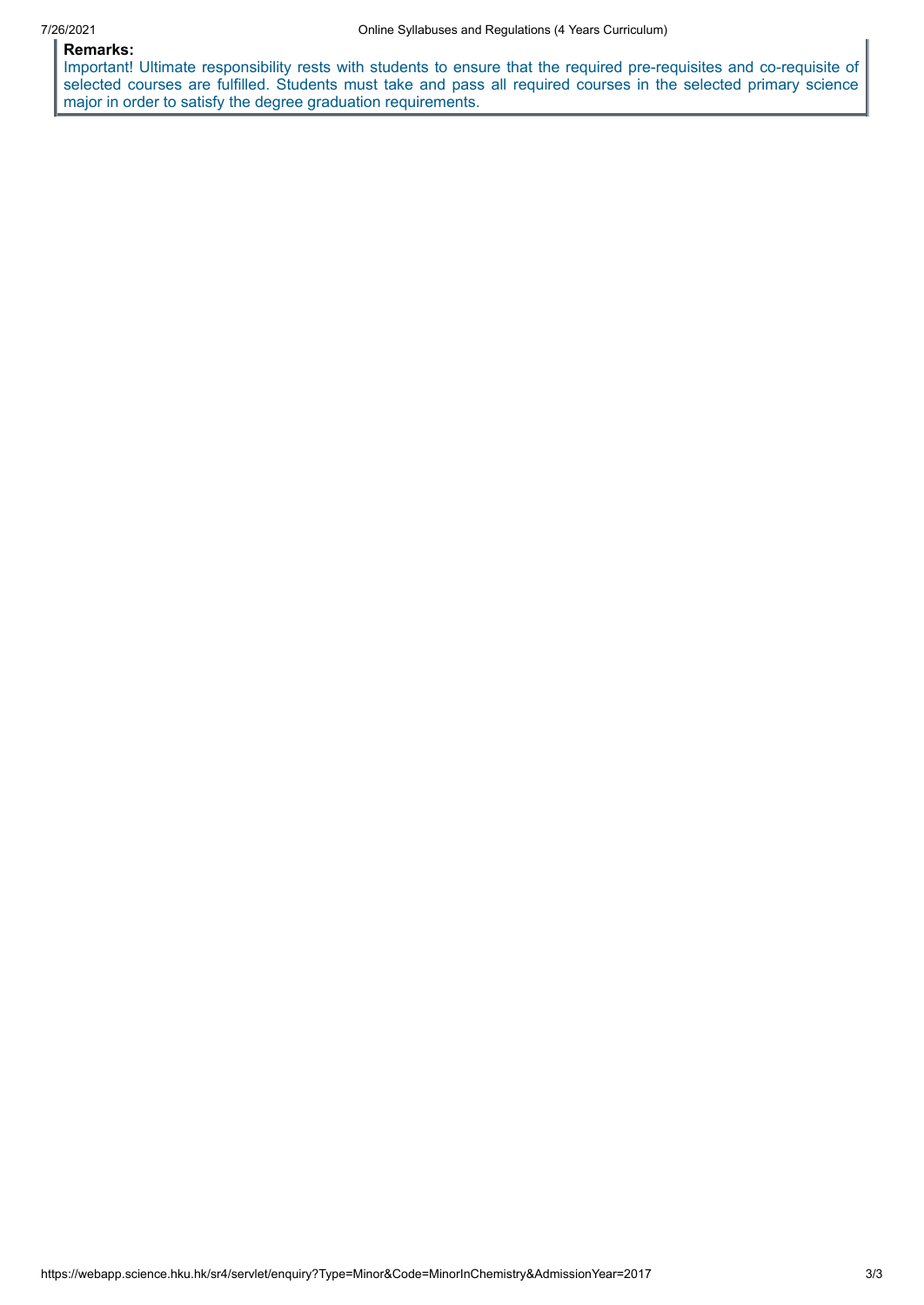**Remarks:**

Important! Ultimate responsibility rests with students to ensure that the required pre-requisites and co-requisite of selected courses are fulfilled. Students must take and pass all required courses in the selected primary science major in order to satisfy the degree graduation requirements.